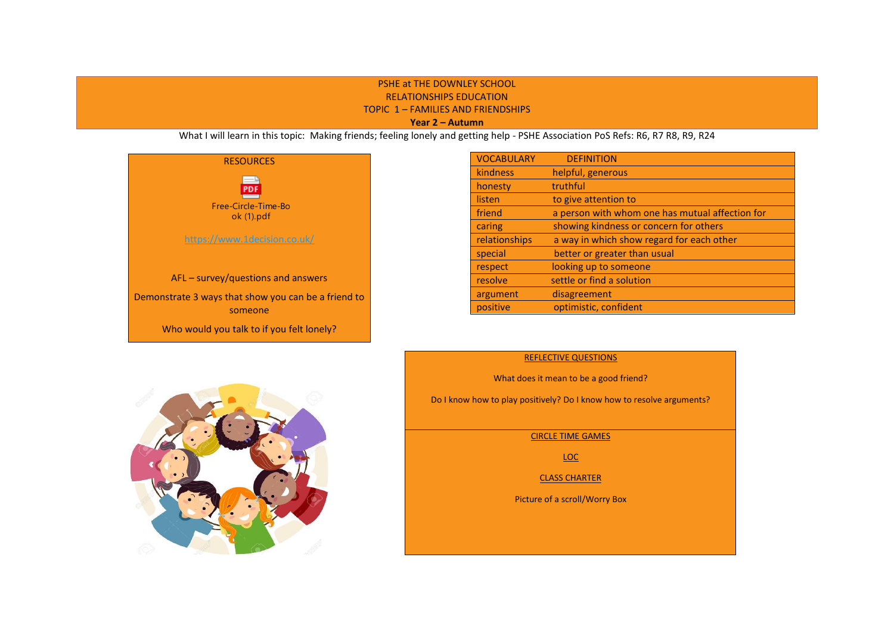# PSHE at THE DOWNLEY SCHOOL
## RELATIONSHIPS EDUCATION
## TOPIC 1 – FAMILIES AND FRIENDSHIPS
**Year 2 – Autumn**

What I will learn in this topic: Making friends; feeling lonely and getting help - PSHE Association PoS Refs: R6, R7 R8, R9, R24

### RESOURCES

Free-Circle-Time-Book (1).pdf

https://www.1decision.co.uk/

AFL – survey/questions and answers

Demonstrate 3 ways that show you can be a friend to someone

Who would you talk to if you felt lonely?

| VOCABULARY | DEFINITION |
|---|---|
| kindness | helpful, generous |
| honesty | truthful |
| listen | to give attention to |
| friend | a person with whom one has mutual affection for |
| caring | showing kindness or concern for others |
| relationships | a way in which show regard for each other |
| special | better or greater than usual |
| respect | looking up to someone |
| resolve | settle or find a solution |
| argument | disagreement |
| positive | optimistic, confident |

### REFLECTIVE QUESTIONS

What does it mean to be a good friend?

Do I know how to play positively? Do I know how to resolve arguments?

### CIRCLE TIME GAMES

LOC

CLASS CHARTER

Picture of a scroll/Worry Box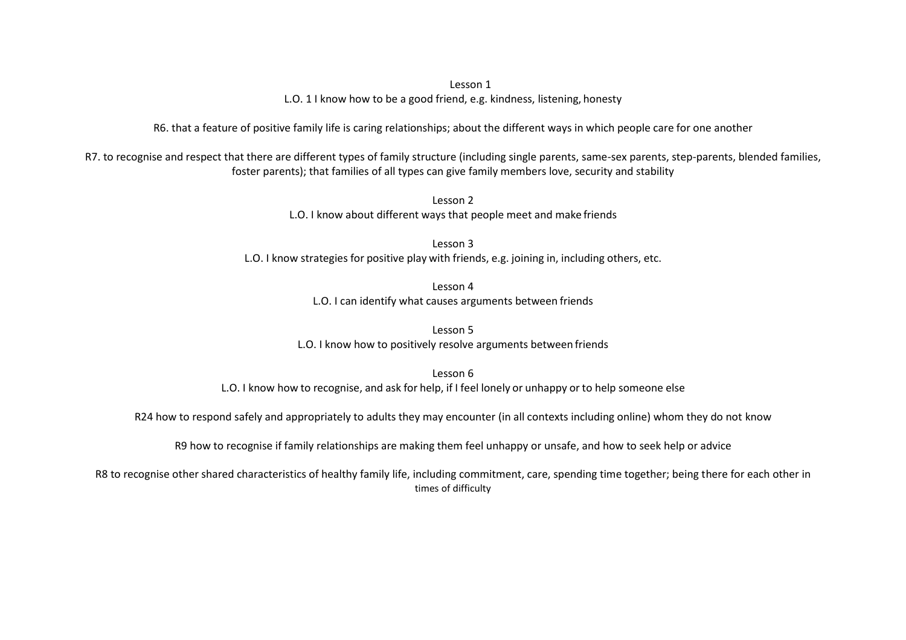Lesson 1

L.O. 1 I know how to be a good friend, e.g. kindness, listening, honesty

R6. that a feature of positive family life is caring relationships; about the different ways in which people care for one another

R7. to recognise and respect that there are different types of family structure (including single parents, same-sex parents, step-parents, blended families, foster parents); that families of all types can give family members love, security and stability

Lesson 2

L.O. I know about different ways that people meet and make friends

Lesson 3

L.O. I know strategies for positive play with friends, e.g. joining in, including others, etc.

Lesson 4

L.O. I can identify what causes arguments between friends

Lesson 5

L.O. I know how to positively resolve arguments between friends

Lesson 6

L.O. I know how to recognise, and ask for help, if I feel lonely or unhappy or to help someone else

R24 how to respond safely and appropriately to adults they may encounter (in all contexts including online) whom they do not know

R9 how to recognise if family relationships are making them feel unhappy or unsafe, and how to seek help or advice

R8 to recognise other shared characteristics of healthy family life, including commitment, care, spending time together; being there for each other in times of difficulty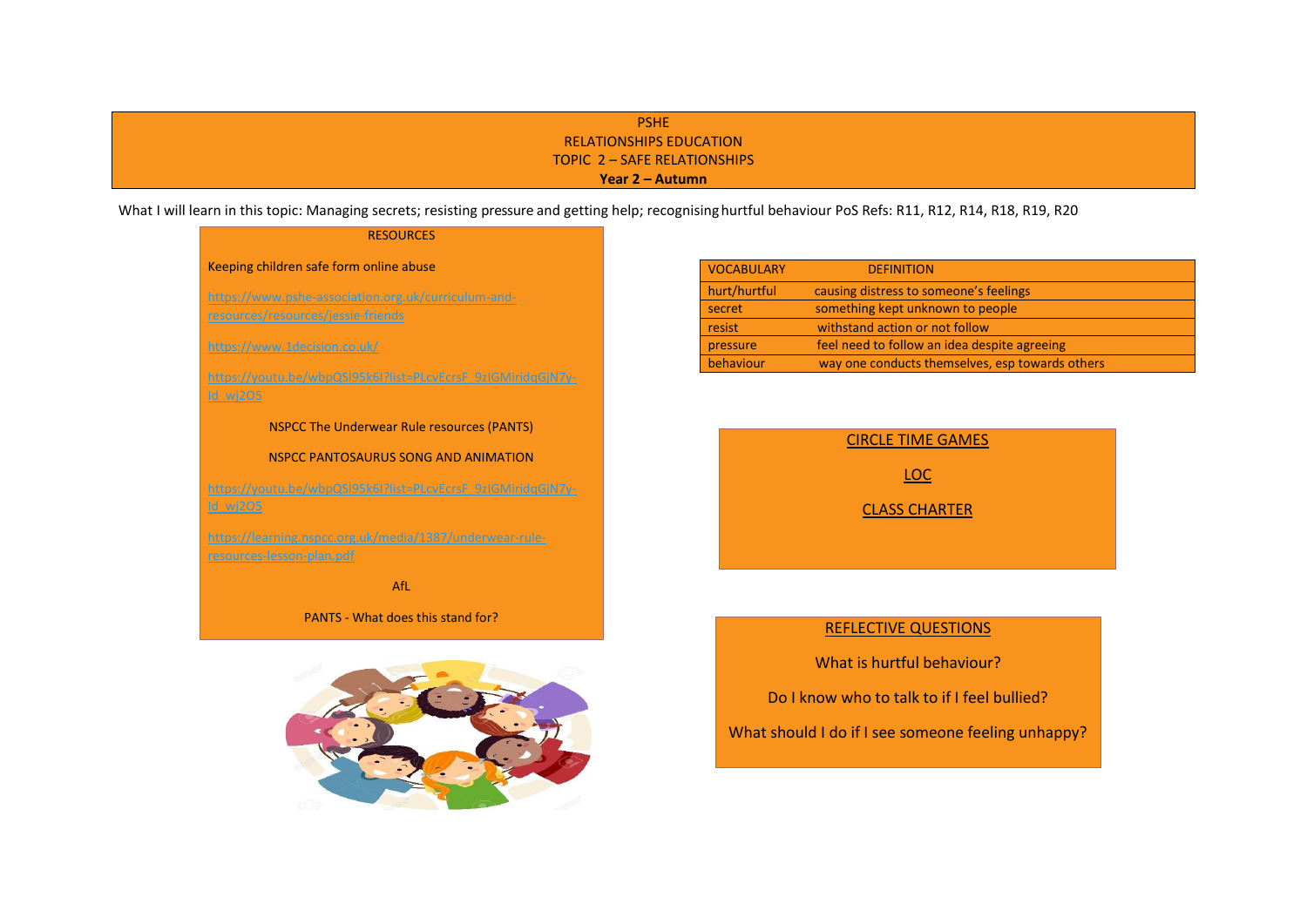# PSHE
## RELATIONSHIPS EDUCATION
## TOPIC 2 – SAFE RELATIONSHIPS
**Year 2 – Autumn**

What I will learn in this topic: Managing secrets; resisting pressure and getting help; recognising hurtful behaviour PoS Refs: R11, R12, R14, R18, R19, R20

### RESOURCES

Keeping children safe form online abuse

https://www.pshe-association.org.uk/curriculum-and-resources/resources/jessie-friends

https://www.1decision.co.uk/

https://youtu.be/wbpQSI95k6I?list=PLcvEcrsF_9zIGMiridqGjN7y-Id_wj2O5

NSPCC The Underwear Rule resources (PANTS)

NSPCC PANTOSAURUS SONG AND ANIMATION

https://youtu.be/wbpQSI95k6I?list=PLcvEcrsF_9zIGMiridqGjN7y-Id_wj2O5

https://learning.nspcc.org.uk/media/1387/underwear-rule-resources-lesson-plan.pdf

AfL

PANTS - What does this stand for?

| VOCABULARY | DEFINITION |
|---|---|
| hurt/hurtful | causing distress to someone's feelings |
| secret | something kept unknown to people |
| resist | withstand action or not follow |
| pressure | feel need to follow an idea despite agreeing |
| behaviour | way one conducts themselves, esp towards others |

CIRCLE TIME GAMES

LOC

CLASS CHARTER

### REFLECTIVE QUESTIONS

What is hurtful behaviour?

Do I know who to talk to if I feel bullied?

What should I do if I see someone feeling unhappy?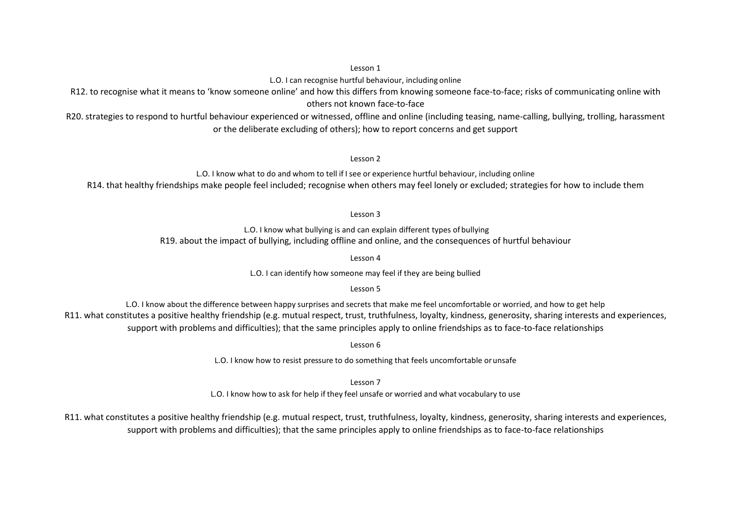Lesson 1

L.O. I can recognise hurtful behaviour, including online

R12. to recognise what it means to 'know someone online' and how this differs from knowing someone face-to-face; risks of communicating online with others not known face-to-face

R20. strategies to respond to hurtful behaviour experienced or witnessed, offline and online (including teasing, name-calling, bullying, trolling, harassment or the deliberate excluding of others); how to report concerns and get support

Lesson 2

L.O. I know what to do and whom to tell if I see or experience hurtful behaviour, including online

R14. that healthy friendships make people feel included; recognise when others may feel lonely or excluded; strategies for how to include them

Lesson 3

L.O. I know what bullying is and can explain different types of bullying

R19. about the impact of bullying, including offline and online, and the consequences of hurtful behaviour

Lesson 4

L.O. I can identify how someone may feel if they are being bullied

Lesson 5

L.O. I know about the difference between happy surprises and secrets that make me feel uncomfortable or worried, and how to get help

R11. what constitutes a positive healthy friendship (e.g. mutual respect, trust, truthfulness, loyalty, kindness, generosity, sharing interests and experiences, support with problems and difficulties); that the same principles apply to online friendships as to face-to-face relationships

Lesson 6

L.O. I know how to resist pressure to do something that feels uncomfortable or unsafe

Lesson 7

L.O. I know how to ask for help if they feel unsafe or worried and what vocabulary to use

R11. what constitutes a positive healthy friendship (e.g. mutual respect, trust, truthfulness, loyalty, kindness, generosity, sharing interests and experiences, support with problems and difficulties); that the same principles apply to online friendships as to face-to-face relationships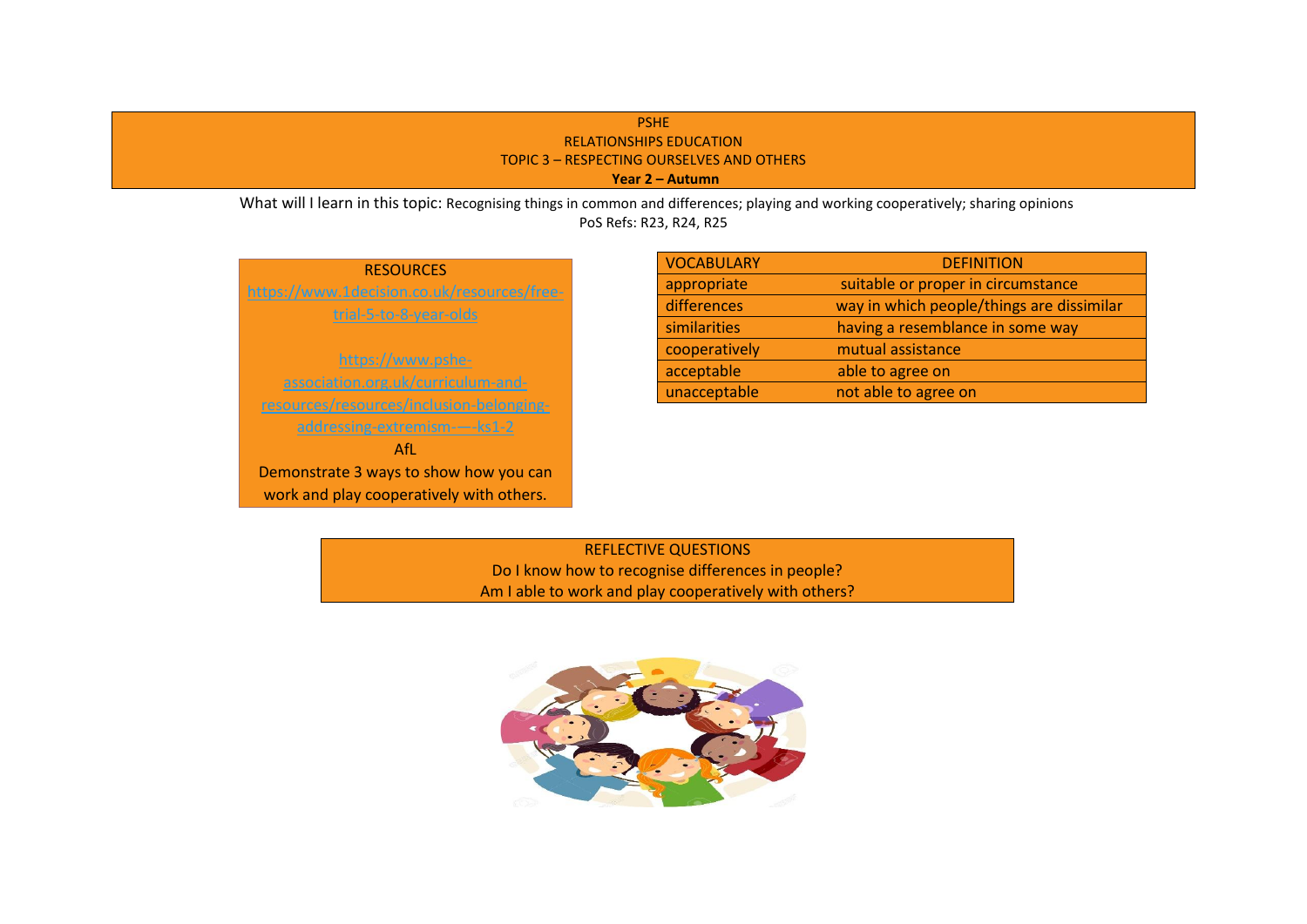# PSHE

## RELATIONSHIPS EDUCATION

### TOPIC 3 – RESPECTING OURSELVES AND OTHERS

**Year 2 – Autumn**

What will I learn in this topic: Recognising things in common and differences; playing and working cooperatively; sharing opinions

PoS Refs: R23, R24, R25

**RESOURCES**

https://www.1decision.co.uk/resources/free-trial-5-to-8-year-olds

https://www.pshe-association.org.uk/curriculum-and-resources/resources/inclusion-belonging-addressing-extremism-—-ks1-2

**AfL**

Demonstrate 3 ways to show how you can work and play cooperatively with others.

| VOCABULARY | DEFINITION |
|---|---|
| appropriate | suitable or proper in circumstance |
| differences | way in which people/things are dissimilar |
| similarities | having a resemblance in some way |
| cooperatively | mutual assistance |
| acceptable | able to agree on |
| unacceptable | not able to agree on |

**REFLECTIVE QUESTIONS**

Do I know how to recognise differences in people?

Am I able to work and play cooperatively with others?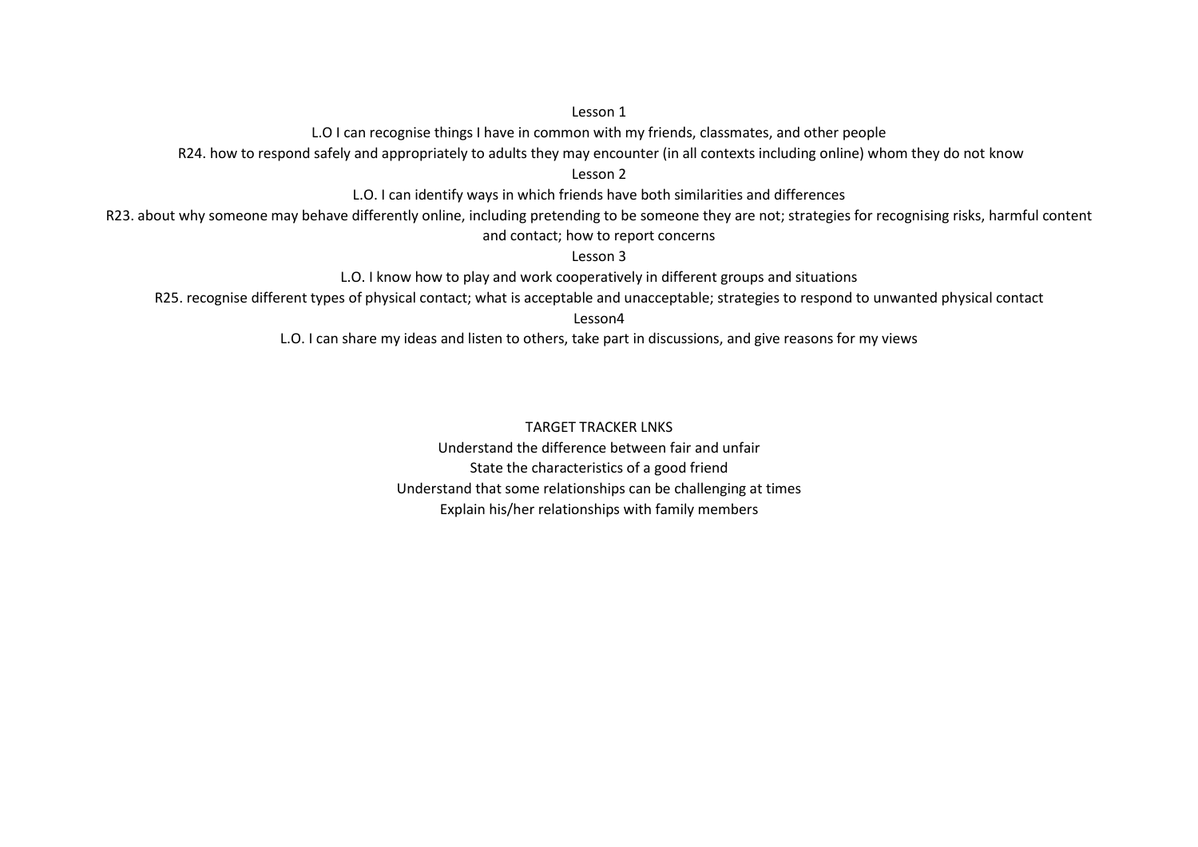Lesson 1

L.O I can recognise things I have in common with my friends, classmates, and other people

R24. how to respond safely and appropriately to adults they may encounter (in all contexts including online) whom they do not know

Lesson 2

L.O. I can identify ways in which friends have both similarities and differences

R23. about why someone may behave differently online, including pretending to be someone they are not; strategies for recognising risks, harmful content and contact; how to report concerns

Lesson 3

L.O. I know how to play and work cooperatively in different groups and situations

R25. recognise different types of physical contact; what is acceptable and unacceptable; strategies to respond to unwanted physical contact

Lesson4

L.O. I can share my ideas and listen to others, take part in discussions, and give reasons for my views

TARGET TRACKER LNKS

Understand the difference between fair and unfair

State the characteristics of a good friend

Understand that some relationships can be challenging at times

Explain his/her relationships with family members